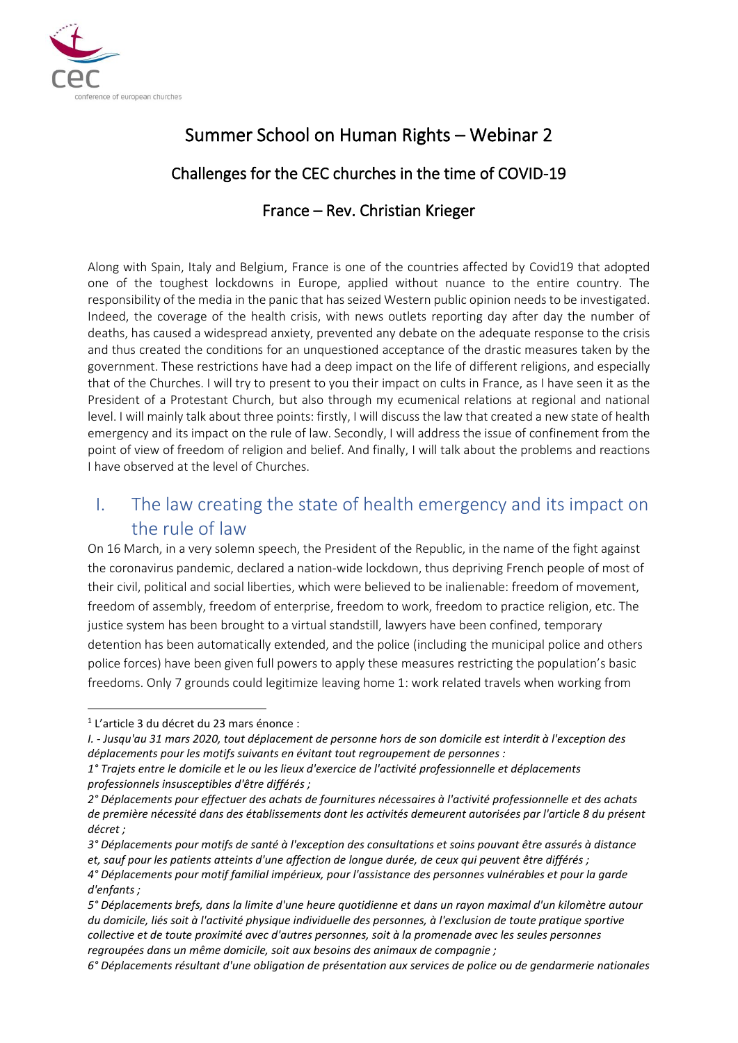# Summer School on Human Rights – Webinar 2

## Challenges for the CEC churches in the time of COVID-19

## France – Rev. Christian Krieger

Along with Spain, Italy and Belgium, France is one of the countries affected by Covid19 that adopted one of the toughest lockdowns in Europe, applied without nuance to the entire country. The responsibility of the media in the panic that has seized Western public opinion needs to be investigated. Indeed, the coverage of the health crisis, with news outlets reporting day after day the number of deaths, has caused a widespread anxiety, prevented any debate on the adequate response to the crisis and thus created the conditions for an unquestioned acceptance of the drastic measures taken by the government. These restrictions have had a deep impact on the life of different religions, and especially that of the Churches. I will try to present to you their impact on cults in France, as I have seen it as the President of a Protestant Church, but also through my ecumenical relations at regional and national level. I will mainly talk about three points: firstly, I will discuss the law that created a new state of health emergency and its impact on the rule of law. Secondly, I will address the issue of confinement from the point of view of freedom of religion and belief. And finally, I will talk about the problems and reactions I have observed at the level of Churches.

## I. The law creating the state of health emergency and its impact on the rule of law

On 16 March, in a very solemn speech, the President of the Republic, in the name of the fight against the coronavirus pandemic, declared a nation-wide lockdown, thus depriving French people of most of their civil, political and social liberties, which were believed to be inalienable: freedom of movement, freedom of assembly, freedom of enterprise, freedom to work, freedom to practice religion, etc. The justice system has been brought to a virtual standstill, lawyers have been confined, temporary detention has been automatically extended, and the police (including the municipal police and others police forces) have been given full powers to apply these measures restricting the population's basic freedoms. Only 7 grounds could legitimize leaving home [1]: work related travels when working from

---

[1] L'article 3 du décret du 23 mars énonce :

*I. - Jusqu'au 31 mars 2020, tout déplacement de personne hors de son domicile est interdit à l'exception des déplacements pour les motifs suivants en évitant tout regroupement de personnes :*

*1° Trajets entre le domicile et le ou les lieux d'exercice de l'activité professionnelle et déplacements professionnels insusceptibles d'être différés ;*

*2° Déplacements pour effectuer des achats de fournitures nécessaires à l'activité professionnelle et des achats de première nécessité dans des établissements dont les activités demeurent autorisées par l'article 8 du présent décret ;*

*3° Déplacements pour motifs de santé à l'exception des consultations et soins pouvant être assurés à distance et, sauf pour les patients atteints d'une affection de longue durée, de ceux qui peuvent être différés ;*

*4° Déplacements pour motif familial impérieux, pour l'assistance des personnes vulnérables et pour la garde d'enfants ;*

*5° Déplacements brefs, dans la limite d'une heure quotidienne et dans un rayon maximal d'un kilomètre autour du domicile, liés soit à l'activité physique individuelle des personnes, à l'exclusion de toute pratique sportive collective et de toute proximité avec d'autres personnes, soit à la promenade avec les seules personnes regroupées dans un même domicile, soit aux besoins des animaux de compagnie ;*

*6° Déplacements résultant d'une obligation de présentation aux services de police ou de gendarmerie nationales*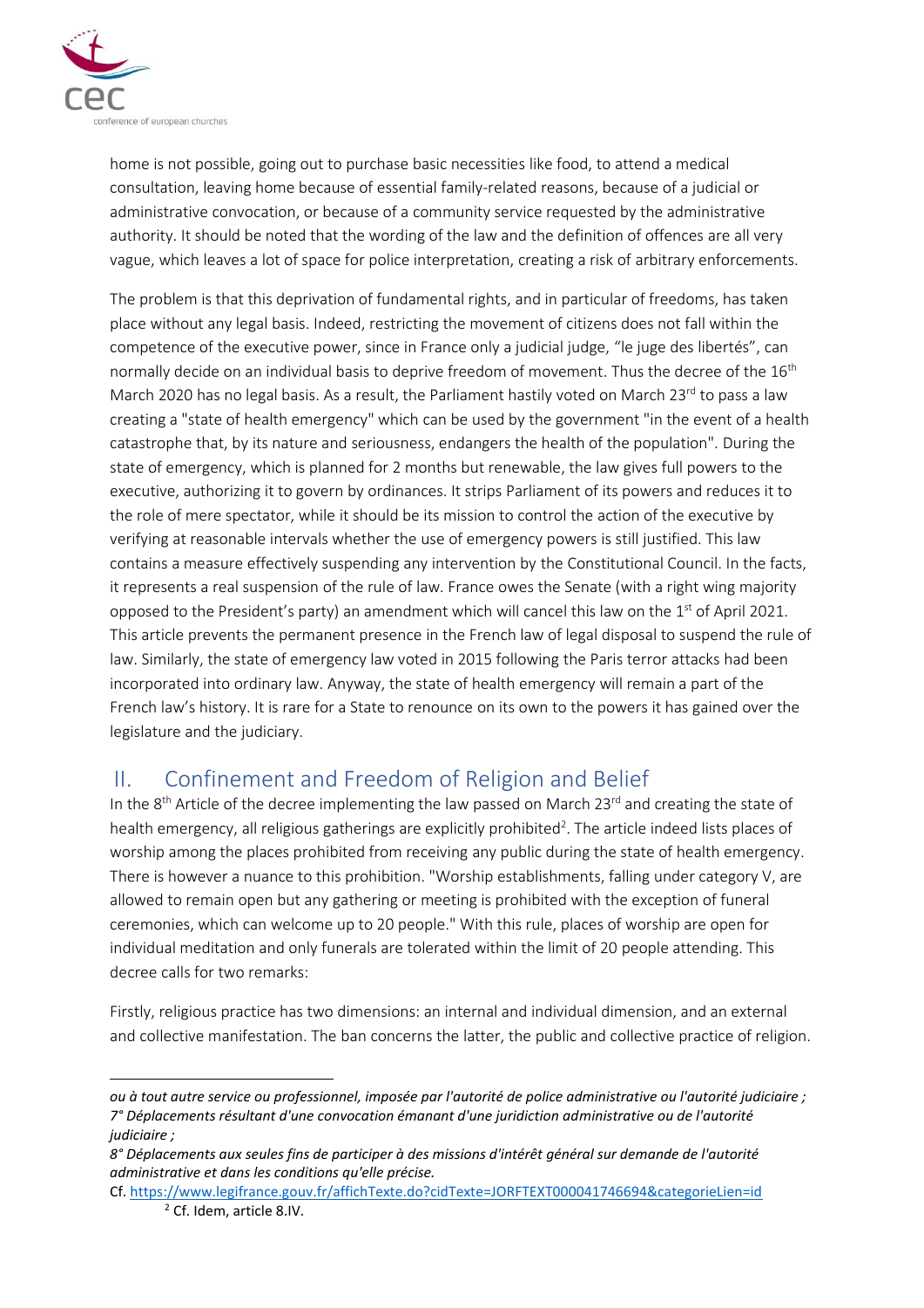home is not possible, going out to purchase basic necessities like food, to attend a medical consultation, leaving home because of essential family-related reasons, because of a judicial or administrative convocation, or because of a community service requested by the administrative authority. It should be noted that the wording of the law and the definition of offences are all very vague, which leaves a lot of space for police interpretation, creating a risk of arbitrary enforcements.

The problem is that this deprivation of fundamental rights, and in particular of freedoms, has taken place without any legal basis. Indeed, restricting the movement of citizens does not fall within the competence of the executive power, since in France only a judicial judge, "le juge des libertés", can normally decide on an individual basis to deprive freedom of movement. Thus the decree of the 16th March 2020 has no legal basis. As a result, the Parliament hastily voted on March 23rd to pass a law creating a "state of health emergency" which can be used by the government "in the event of a health catastrophe that, by its nature and seriousness, endangers the health of the population". During the state of emergency, which is planned for 2 months but renewable, the law gives full powers to the executive, authorizing it to govern by ordinances. It strips Parliament of its powers and reduces it to the role of mere spectator, while it should be its mission to control the action of the executive by verifying at reasonable intervals whether the use of emergency powers is still justified. This law contains a measure effectively suspending any intervention by the Constitutional Council. In the facts, it represents a real suspension of the rule of law. France owes the Senate (with a right wing majority opposed to the President's party) an amendment which will cancel this law on the 1st of April 2021. This article prevents the permanent presence in the French law of legal disposal to suspend the rule of law. Similarly, the state of emergency law voted in 2015 following the Paris terror attacks had been incorporated into ordinary law. Anyway, the state of health emergency will remain a part of the French law's history. It is rare for a State to renounce on its own to the powers it has gained over the legislature and the judiciary.

## II. Confinement and Freedom of Religion and Belief

In the 8th Article of the decree implementing the law passed on March 23rd and creating the state of health emergency, all religious gatherings are explicitly prohibited[2]. The article indeed lists places of worship among the places prohibited from receiving any public during the state of health emergency. There is however a nuance to this prohibition. "Worship establishments, falling under category V, are allowed to remain open but any gathering or meeting is prohibited with the exception of funeral ceremonies, which can welcome up to 20 people." With this rule, places of worship are open for individual meditation and only funerals are tolerated within the limit of 20 people attending. This decree calls for two remarks:

Firstly, religious practice has two dimensions: an internal and individual dimension, and an external and collective manifestation. The ban concerns the latter, the public and collective practice of religion.

---

*ou à tout autre service ou professionnel, imposée par l'autorité de police administrative ou l'autorité judiciaire ;*
*7° Déplacements résultant d'une convocation émanant d'une juridiction administrative ou de l'autorité judiciaire ;*
*8° Déplacements aux seules fins de participer à des missions d'intérêt général sur demande de l'autorité administrative et dans les conditions qu'elle précise.*
Cf. https://www.legifrance.gouv.fr/affichTexte.do?cidTexte=JORFTEXT000041746694&categorieLien=id

[2] Cf. Idem, article 8.IV.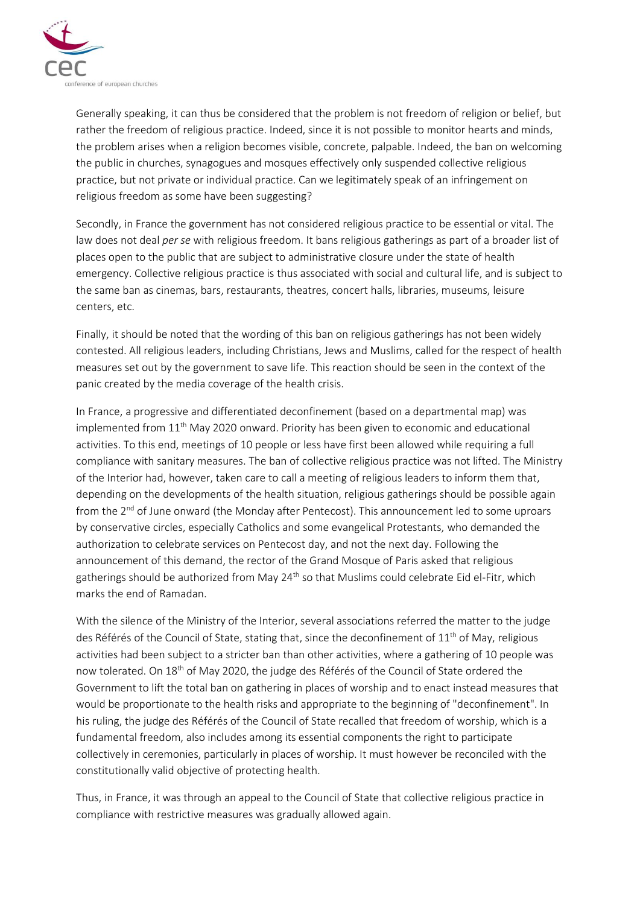Generally speaking, it can thus be considered that the problem is not freedom of religion or belief, but rather the freedom of religious practice. Indeed, since it is not possible to monitor hearts and minds, the problem arises when a religion becomes visible, concrete, palpable. Indeed, the ban on welcoming the public in churches, synagogues and mosques effectively only suspended collective religious practice, but not private or individual practice. Can we legitimately speak of an infringement on religious freedom as some have been suggesting?

Secondly, in France the government has not considered religious practice to be essential or vital. The law does not deal *per se* with religious freedom. It bans religious gatherings as part of a broader list of places open to the public that are subject to administrative closure under the state of health emergency. Collective religious practice is thus associated with social and cultural life, and is subject to the same ban as cinemas, bars, restaurants, theatres, concert halls, libraries, museums, leisure centers, etc.

Finally, it should be noted that the wording of this ban on religious gatherings has not been widely contested. All religious leaders, including Christians, Jews and Muslims, called for the respect of health measures set out by the government to save life. This reaction should be seen in the context of the panic created by the media coverage of the health crisis.

In France, a progressive and differentiated deconfinement (based on a departmental map) was implemented from 11th May 2020 onward. Priority has been given to economic and educational activities. To this end, meetings of 10 people or less have first been allowed while requiring a full compliance with sanitary measures. The ban of collective religious practice was not lifted. The Ministry of the Interior had, however, taken care to call a meeting of religious leaders to inform them that, depending on the developments of the health situation, religious gatherings should be possible again from the 2nd of June onward (the Monday after Pentecost). This announcement led to some uproars by conservative circles, especially Catholics and some evangelical Protestants, who demanded the authorization to celebrate services on Pentecost day, and not the next day. Following the announcement of this demand, the rector of the Grand Mosque of Paris asked that religious gatherings should be authorized from May 24th so that Muslims could celebrate Eid el-Fitr, which marks the end of Ramadan.

With the silence of the Ministry of the Interior, several associations referred the matter to the judge des Référés of the Council of State, stating that, since the deconfinement of 11th of May, religious activities had been subject to a stricter ban than other activities, where a gathering of 10 people was now tolerated. On 18th of May 2020, the judge des Référés of the Council of State ordered the Government to lift the total ban on gathering in places of worship and to enact instead measures that would be proportionate to the health risks and appropriate to the beginning of "deconfinement". In his ruling, the judge des Référés of the Council of State recalled that freedom of worship, which is a fundamental freedom, also includes among its essential components the right to participate collectively in ceremonies, particularly in places of worship. It must however be reconciled with the constitutionally valid objective of protecting health.

Thus, in France, it was through an appeal to the Council of State that collective religious practice in compliance with restrictive measures was gradually allowed again.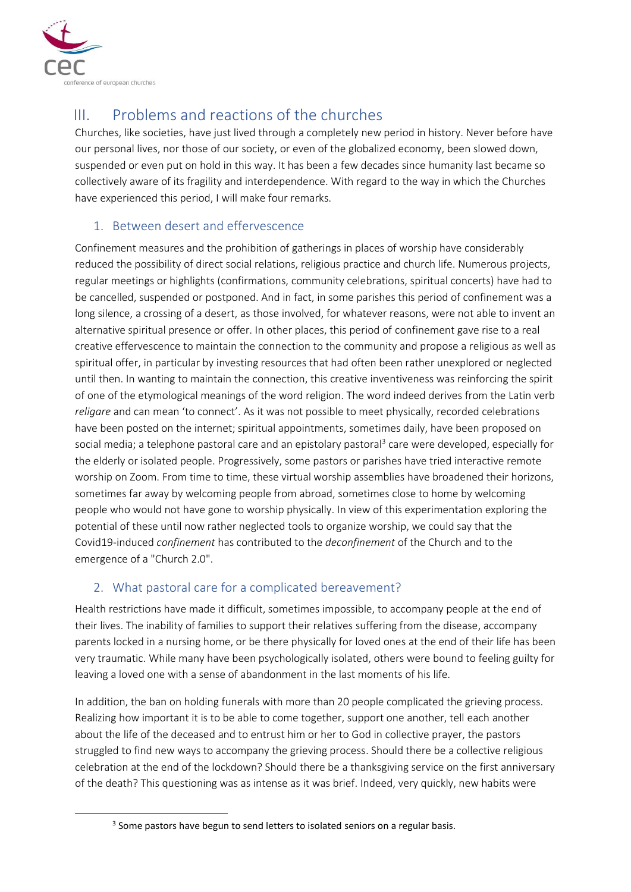## III. Problems and reactions of the churches

Churches, like societies, have just lived through a completely new period in history. Never before have our personal lives, nor those of our society, or even of the globalized economy, been slowed down, suspended or even put on hold in this way. It has been a few decades since humanity last became so collectively aware of its fragility and interdependence. With regard to the way in which the Churches have experienced this period, I will make four remarks.

### 1. Between desert and effervescence

Confinement measures and the prohibition of gatherings in places of worship have considerably reduced the possibility of direct social relations, religious practice and church life. Numerous projects, regular meetings or highlights (confirmations, community celebrations, spiritual concerts) have had to be cancelled, suspended or postponed. And in fact, in some parishes this period of confinement was a long silence, a crossing of a desert, as those involved, for whatever reasons, were not able to invent an alternative spiritual presence or offer. In other places, this period of confinement gave rise to a real creative effervescence to maintain the connection to the community and propose a religious as well as spiritual offer, in particular by investing resources that had often been rather unexplored or neglected until then. In wanting to maintain the connection, this creative inventiveness was reinforcing the spirit of one of the etymological meanings of the word religion. The word indeed derives from the Latin verb *religare* and can mean 'to connect'. As it was not possible to meet physically, recorded celebrations have been posted on the internet; spiritual appointments, sometimes daily, have been proposed on social media; a telephone pastoral care and an epistolary pastoral[3] care were developed, especially for the elderly or isolated people. Progressively, some pastors or parishes have tried interactive remote worship on Zoom. From time to time, these virtual worship assemblies have broadened their horizons, sometimes far away by welcoming people from abroad, sometimes close to home by welcoming people who would not have gone to worship physically. In view of this experimentation exploring the potential of these until now rather neglected tools to organize worship, we could say that the Covid19-induced *confinement* has contributed to the *deconfinement* of the Church and to the emergence of a "Church 2.0".

### 2. What pastoral care for a complicated bereavement?

Health restrictions have made it difficult, sometimes impossible, to accompany people at the end of their lives. The inability of families to support their relatives suffering from the disease, accompany parents locked in a nursing home, or be there physically for loved ones at the end of their life has been very traumatic. While many have been psychologically isolated, others were bound to feeling guilty for leaving a loved one with a sense of abandonment in the last moments of his life.

In addition, the ban on holding funerals with more than 20 people complicated the grieving process. Realizing how important it is to be able to come together, support one another, tell each another about the life of the deceased and to entrust him or her to God in collective prayer, the pastors struggled to find new ways to accompany the grieving process. Should there be a collective religious celebration at the end of the lockdown? Should there be a thanksgiving service on the first anniversary of the death? This questioning was as intense as it was brief. Indeed, very quickly, new habits were

[3] Some pastors have begun to send letters to isolated seniors on a regular basis.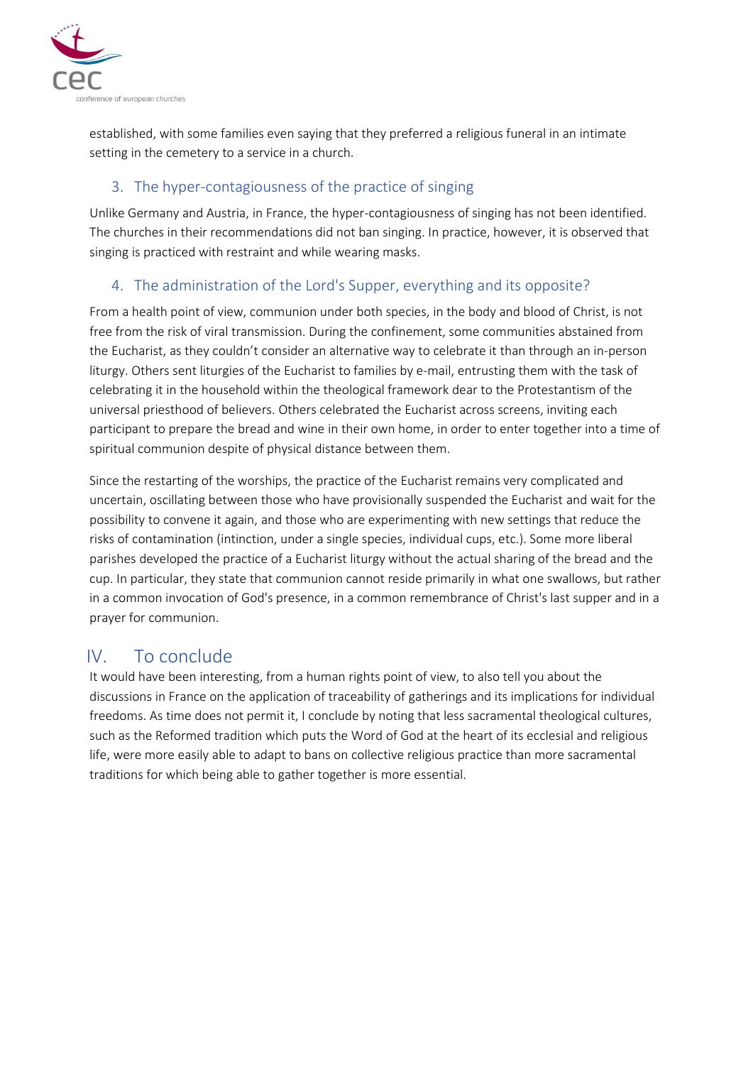established, with some families even saying that they preferred a religious funeral in an intimate setting in the cemetery to a service in a church.

### 3. The hyper-contagiousness of the practice of singing

Unlike Germany and Austria, in France, the hyper-contagiousness of singing has not been identified. The churches in their recommendations did not ban singing. In practice, however, it is observed that singing is practiced with restraint and while wearing masks.

### 4. The administration of the Lord's Supper, everything and its opposite?

From a health point of view, communion under both species, in the body and blood of Christ, is not free from the risk of viral transmission. During the confinement, some communities abstained from the Eucharist, as they couldn't consider an alternative way to celebrate it than through an in-person liturgy. Others sent liturgies of the Eucharist to families by e-mail, entrusting them with the task of celebrating it in the household within the theological framework dear to the Protestantism of the universal priesthood of believers. Others celebrated the Eucharist across screens, inviting each participant to prepare the bread and wine in their own home, in order to enter together into a time of spiritual communion despite of physical distance between them.

Since the restarting of the worships, the practice of the Eucharist remains very complicated and uncertain, oscillating between those who have provisionally suspended the Eucharist and wait for the possibility to convene it again, and those who are experimenting with new settings that reduce the risks of contamination (intinction, under a single species, individual cups, etc.). Some more liberal parishes developed the practice of a Eucharist liturgy without the actual sharing of the bread and the cup. In particular, they state that communion cannot reside primarily in what one swallows, but rather in a common invocation of God's presence, in a common remembrance of Christ's last supper and in a prayer for communion.

## IV. To conclude

It would have been interesting, from a human rights point of view, to also tell you about the discussions in France on the application of traceability of gatherings and its implications for individual freedoms. As time does not permit it, I conclude by noting that less sacramental theological cultures, such as the Reformed tradition which puts the Word of God at the heart of its ecclesial and religious life, were more easily able to adapt to bans on collective religious practice than more sacramental traditions for which being able to gather together is more essential.